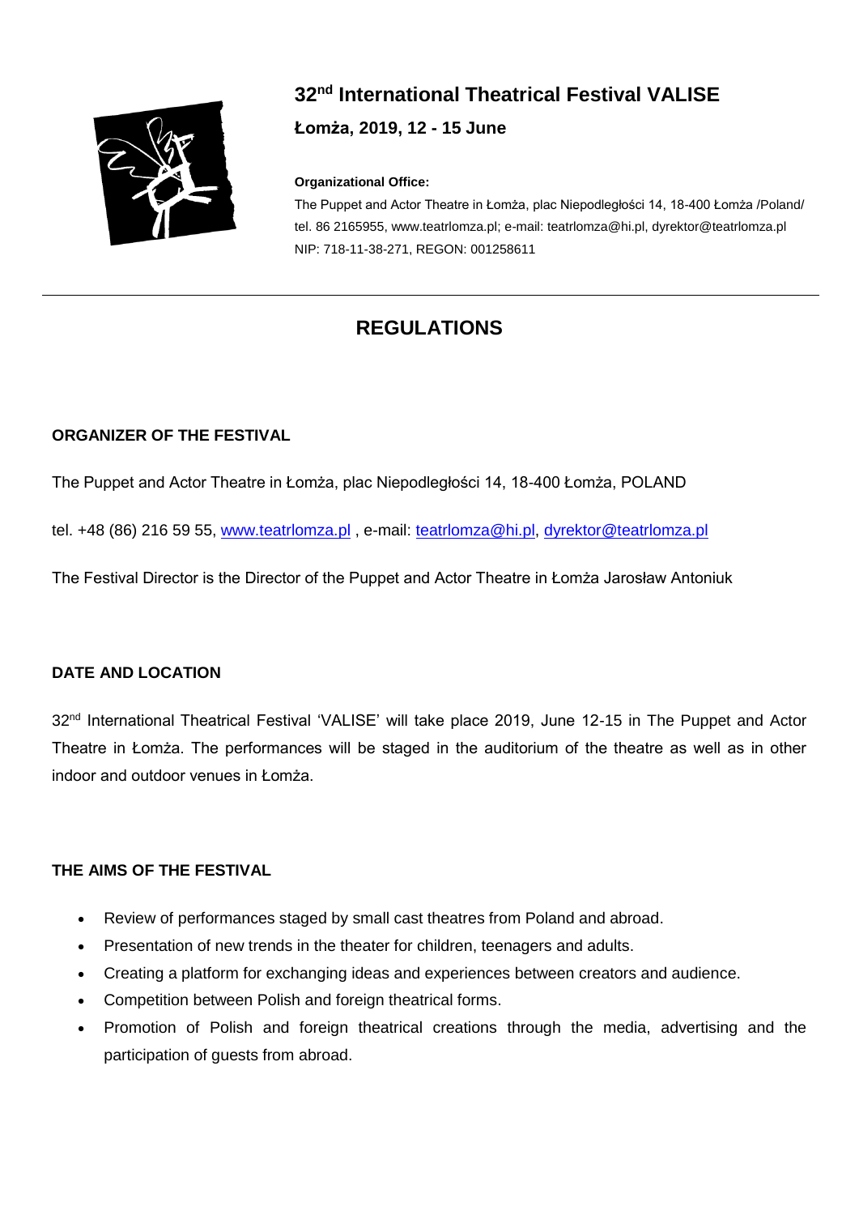# 32nd International Theatrical Festival VALISE

**Łomża, 2019, 12 - 15 June**

**Organizational Office:**

The Puppet and Actor Theatre in Łomża, plac Niepodległości 14, 18-400 Łomża /Poland/
tel. 86 2165955, www.teatrlomza.pl; e-mail: teatrlomza@hi.pl, dyrektor@teatrlomza.pl
NIP: 718-11-38-271, REGON: 001258611

---

## REGULATIONS

### ORGANIZER OF THE FESTIVAL

The Puppet and Actor Theatre in Łomża, plac Niepodległości 14, 18-400 Łomża, POLAND

tel. +48 (86) 216 59 55, www.teatrlomza.pl , e-mail: teatrlomza@hi.pl, dyrektor@teatrlomza.pl

The Festival Director is the Director of the Puppet and Actor Theatre in Łomża Jarosław Antoniuk

### DATE AND LOCATION

32nd International Theatrical Festival 'VALISE' will take place 2019, June 12-15 in The Puppet and Actor Theatre in Łomża. The performances will be staged in the auditorium of the theatre as well as in other indoor and outdoor venues in Łomża.

### THE AIMS OF THE FESTIVAL

- Review of performances staged by small cast theatres from Poland and abroad.
- Presentation of new trends in the theater for children, teenagers and adults.
- Creating a platform for exchanging ideas and experiences between creators and audience.
- Competition between Polish and foreign theatrical forms.
- Promotion of Polish and foreign theatrical creations through the media, advertising and the participation of guests from abroad.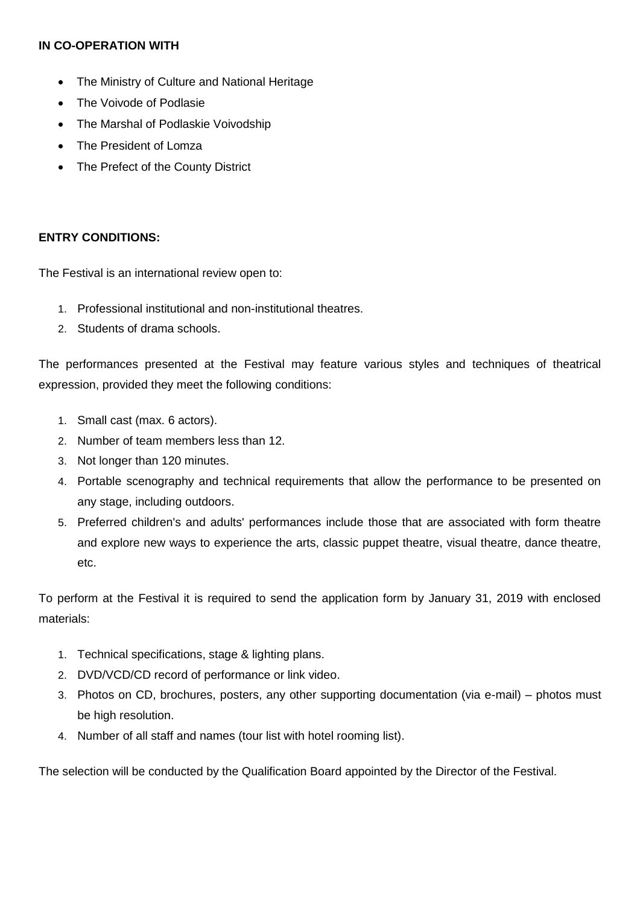**IN CO-OPERATION WITH**

- The Ministry of Culture and National Heritage
- The Voivode of Podlasie
- The Marshal of Podlaskie Voivodship
- The President of Lomza
- The Prefect of the County District

**ENTRY CONDITIONS:**

The Festival is an international review open to:

1. Professional institutional and non-institutional theatres.
2. Students of drama schools.

The performances presented at the Festival may feature various styles and techniques of theatrical expression, provided they meet the following conditions:

1. Small cast (max. 6 actors).
2. Number of team members less than 12.
3. Not longer than 120 minutes.
4. Portable scenography and technical requirements that allow the performance to be presented on any stage, including outdoors.
5. Preferred children's and adults' performances include those that are associated with form theatre and explore new ways to experience the arts, classic puppet theatre, visual theatre, dance theatre, etc.

To perform at the Festival it is required to send the application form by January 31, 2019 with enclosed materials:

1. Technical specifications, stage & lighting plans.
2. DVD/VCD/CD record of performance or link video.
3. Photos on CD, brochures, posters, any other supporting documentation (via e-mail) – photos must be high resolution.
4. Number of all staff and names (tour list with hotel rooming list).

The selection will be conducted by the Qualification Board appointed by the Director of the Festival.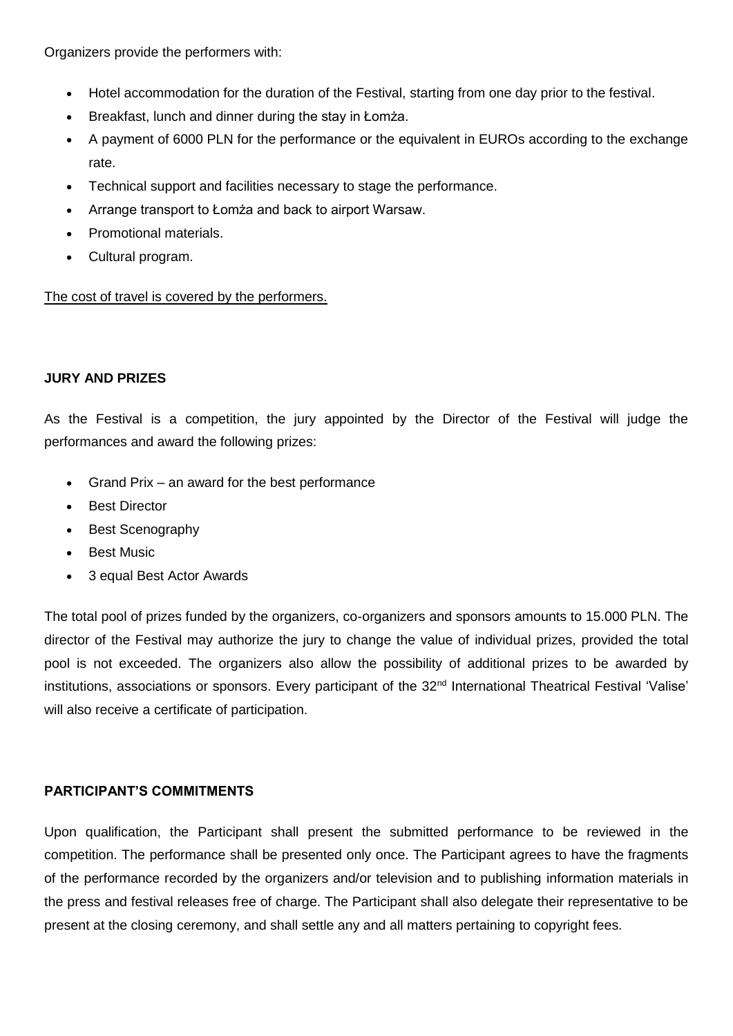Organizers provide the performers with:

- Hotel accommodation for the duration of the Festival, starting from one day prior to the festival.
- Breakfast, lunch and dinner during the stay in Łomża.
- A payment of 6000 PLN for the performance or the equivalent in EUROs according to the exchange rate.
- Technical support and facilities necessary to stage the performance.
- Arrange transport to Łomża and back to airport Warsaw.
- Promotional materials.
- Cultural program.

<u>The cost of travel is covered by the performers.</u>

**JURY AND PRIZES**

As the Festival is a competition, the jury appointed by the Director of the Festival will judge the performances and award the following prizes:

- Grand Prix – an award for the best performance
- Best Director
- Best Scenography
- Best Music
- 3 equal Best Actor Awards

The total pool of prizes funded by the organizers, co-organizers and sponsors amounts to 15.000 PLN. The director of the Festival may authorize the jury to change the value of individual prizes, provided the total pool is not exceeded. The organizers also allow the possibility of additional prizes to be awarded by institutions, associations or sponsors. Every participant of the 32nd International Theatrical Festival 'Valise' will also receive a certificate of participation.

**PARTICIPANT'S COMMITMENTS**

Upon qualification, the Participant shall present the submitted performance to be reviewed in the competition. The performance shall be presented only once. The Participant agrees to have the fragments of the performance recorded by the organizers and/or television and to publishing information materials in the press and festival releases free of charge. The Participant shall also delegate their representative to be present at the closing ceremony, and shall settle any and all matters pertaining to copyright fees.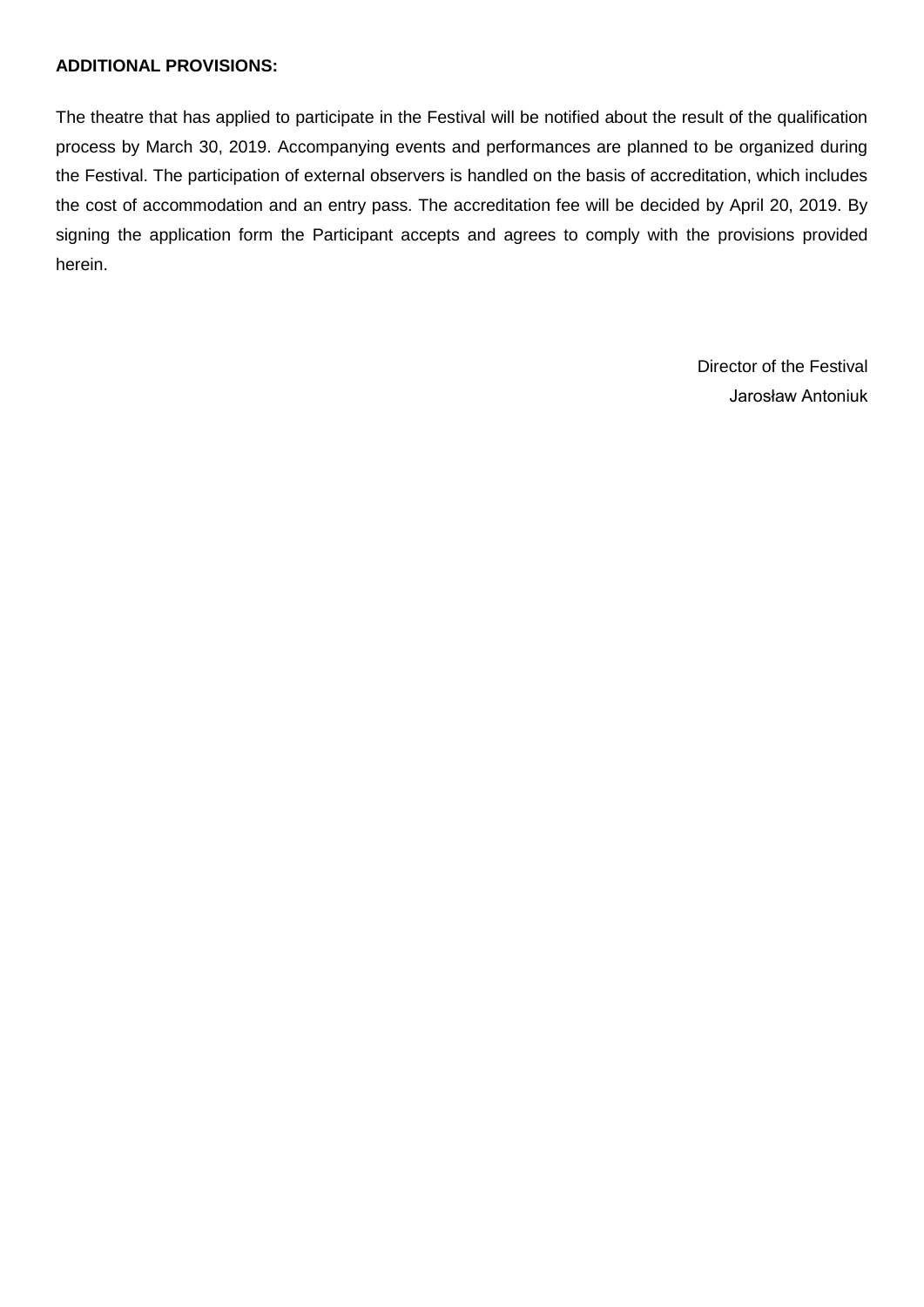**ADDITIONAL PROVISIONS:**

The theatre that has applied to participate in the Festival will be notified about the result of the qualification process by March 30, 2019. Accompanying events and performances are planned to be organized during the Festival. The participation of external observers is handled on the basis of accreditation, which includes the cost of accommodation and an entry pass. The accreditation fee will be decided by April 20, 2019. By signing the application form the Participant accepts and agrees to comply with the provisions provided herein.

Director of the Festival
Jarosław Antoniuk